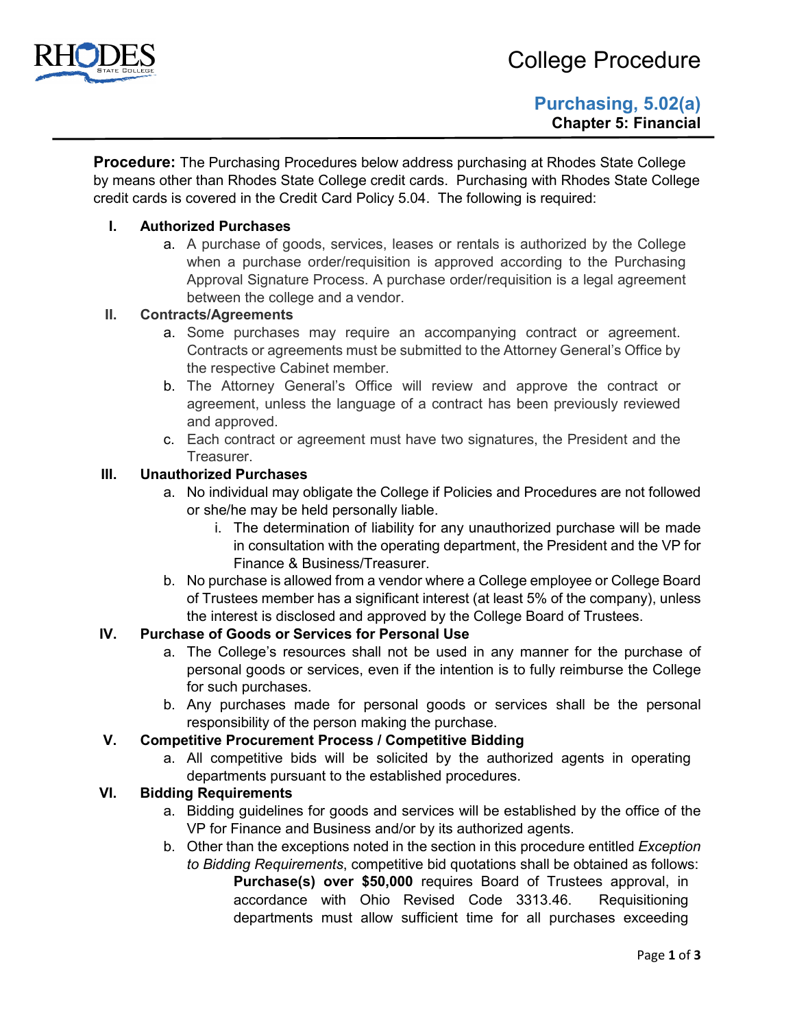# College Procedure

## Purchasing, 5.02(a)

**Chapter 5: Financial**

**Procedure:** The Purchasing Procedures below address purchasing at Rhodes State College by means other than Rhodes State College credit cards. Purchasing with Rhodes State College credit cards is covered in the Credit Card Policy 5.04. The following is required:

**I. Authorized Purchases**

a. A purchase of goods, services, leases or rentals is authorized by the College when a purchase order/requisition is approved according to the Purchasing Approval Signature Process. A purchase order/requisition is a legal agreement between the college and a vendor.

**II. Contracts/Agreements**

a. Some purchases may require an accompanying contract or agreement. Contracts or agreements must be submitted to the Attorney General's Office by the respective Cabinet member.

b. The Attorney General's Office will review and approve the contract or agreement, unless the language of a contract has been previously reviewed and approved.

c. Each contract or agreement must have two signatures, the President and the Treasurer.

**III. Unauthorized Purchases**

a. No individual may obligate the College if Policies and Procedures are not followed or she/he may be held personally liable.

   i. The determination of liability for any unauthorized purchase will be made in consultation with the operating department, the President and the VP for Finance & Business/Treasurer.

b. No purchase is allowed from a vendor where a College employee or College Board of Trustees member has a significant interest (at least 5% of the company), unless the interest is disclosed and approved by the College Board of Trustees.

**IV. Purchase of Goods or Services for Personal Use**

a. The College's resources shall not be used in any manner for the purchase of personal goods or services, even if the intention is to fully reimburse the College for such purchases.

b. Any purchases made for personal goods or services shall be the personal responsibility of the person making the purchase.

**V. Competitive Procurement Process / Competitive Bidding**

a. All competitive bids will be solicited by the authorized agents in operating departments pursuant to the established procedures.

**VI. Bidding Requirements**

a. Bidding guidelines for goods and services will be established by the office of the VP for Finance and Business and/or by its authorized agents.

b. Other than the exceptions noted in the section in this procedure entitled *Exception to Bidding Requirements*, competitive bid quotations shall be obtained as follows:

   **Purchase(s) over $50,000** requires Board of Trustees approval, in accordance with Ohio Revised Code 3313.46. Requisitioning departments must allow sufficient time for all purchases exceeding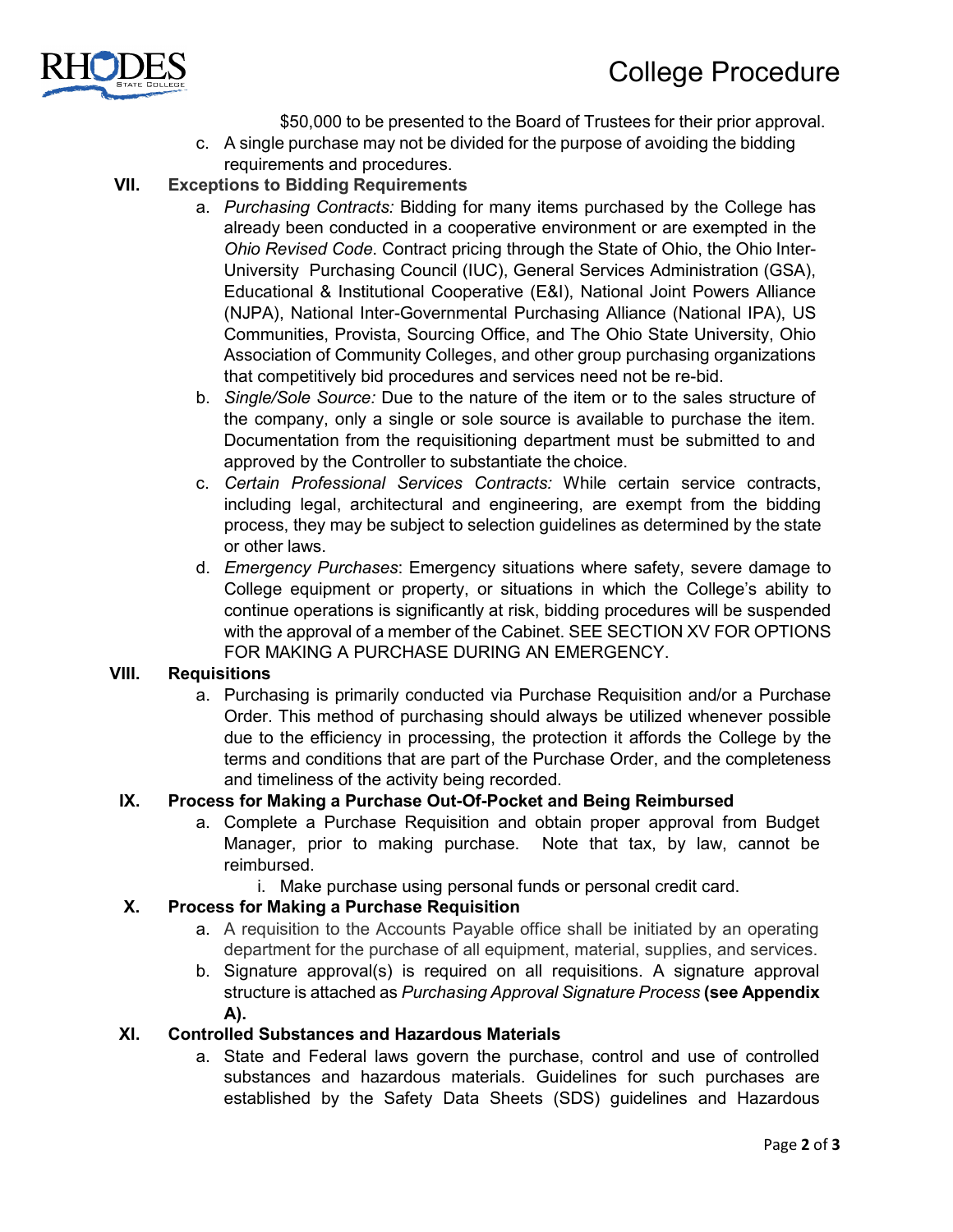$50,000 to be presented to the Board of Trustees for their prior approval.

c. A single purchase may not be divided for the purpose of avoiding the bidding requirements and procedures.

**VII. Exceptions to Bidding Requirements**

a. *Purchasing Contracts:* Bidding for many items purchased by the College has already been conducted in a cooperative environment or are exempted in the *Ohio Revised Code*. Contract pricing through the State of Ohio, the Ohio Inter-University Purchasing Council (IUC), General Services Administration (GSA), Educational & Institutional Cooperative (E&I), National Joint Powers Alliance (NJPA), National Inter-Governmental Purchasing Alliance (National IPA), US Communities, Provista, Sourcing Office, and The Ohio State University, Ohio Association of Community Colleges, and other group purchasing organizations that competitively bid procedures and services need not be re-bid.

b. *Single/Sole Source:* Due to the nature of the item or to the sales structure of the company, only a single or sole source is available to purchase the item. Documentation from the requisitioning department must be submitted to and approved by the Controller to substantiate the choice.

c. *Certain Professional Services Contracts:* While certain service contracts, including legal, architectural and engineering, are exempt from the bidding process, they may be subject to selection guidelines as determined by the state or other laws.

d. *Emergency Purchases*: Emergency situations where safety, severe damage to College equipment or property, or situations in which the College's ability to continue operations is significantly at risk, bidding procedures will be suspended with the approval of a member of the Cabinet. SEE SECTION XV FOR OPTIONS FOR MAKING A PURCHASE DURING AN EMERGENCY.

**VIII. Requisitions**

a. Purchasing is primarily conducted via Purchase Requisition and/or a Purchase Order. This method of purchasing should always be utilized whenever possible due to the efficiency in processing, the protection it affords the College by the terms and conditions that are part of the Purchase Order, and the completeness and timeliness of the activity being recorded.

**IX. Process for Making a Purchase Out-Of-Pocket and Being Reimbursed**

a. Complete a Purchase Requisition and obtain proper approval from Budget Manager, prior to making purchase. Note that tax, by law, cannot be reimbursed.

   i. Make purchase using personal funds or personal credit card.

**X. Process for Making a Purchase Requisition**

a. A requisition to the Accounts Payable office shall be initiated by an operating department for the purchase of all equipment, material, supplies, and services.

b. Signature approval(s) is required on all requisitions. A signature approval structure is attached as *Purchasing Approval Signature Process* **(see Appendix A).**

**XI. Controlled Substances and Hazardous Materials**

a. State and Federal laws govern the purchase, control and use of controlled substances and hazardous materials. Guidelines for such purchases are established by the Safety Data Sheets (SDS) guidelines and Hazardous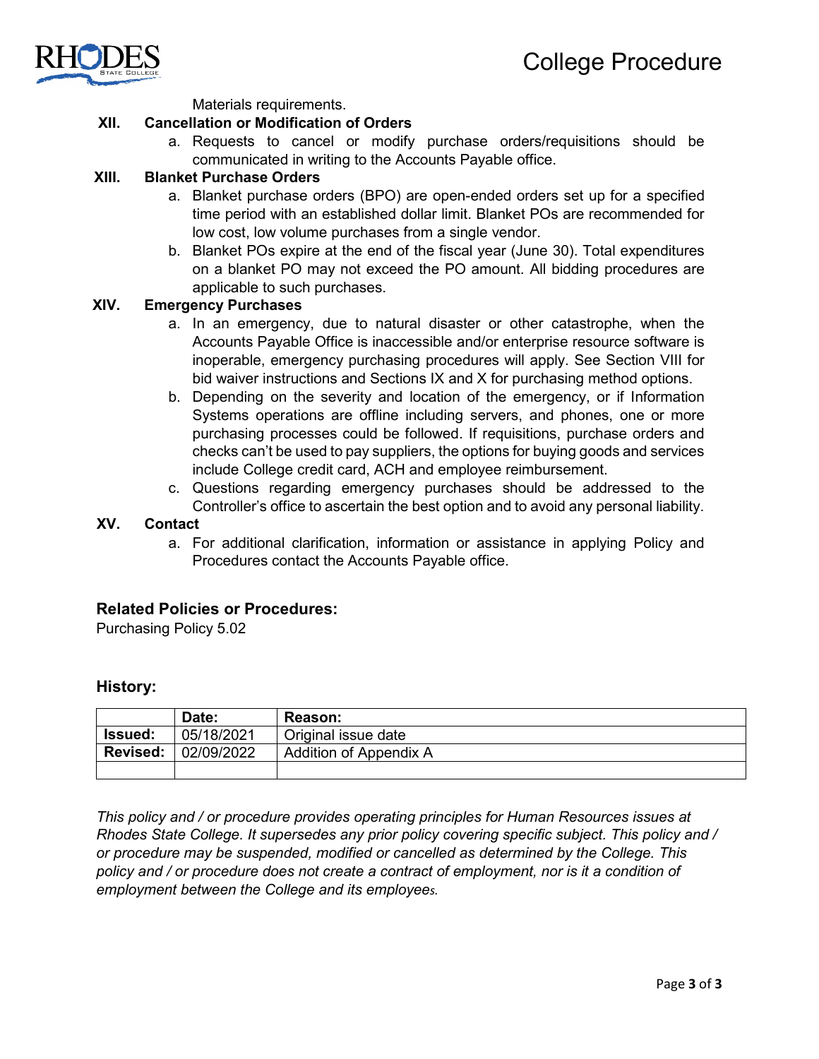Materials requirements.

**XII. Cancellation or Modification of Orders**

a. Requests to cancel or modify purchase orders/requisitions should be communicated in writing to the Accounts Payable office.

**XIII. Blanket Purchase Orders**

a. Blanket purchase orders (BPO) are open-ended orders set up for a specified time period with an established dollar limit. Blanket POs are recommended for low cost, low volume purchases from a single vendor.

b. Blanket POs expire at the end of the fiscal year (June 30). Total expenditures on a blanket PO may not exceed the PO amount. All bidding procedures are applicable to such purchases.

**XIV. Emergency Purchases**

a. In an emergency, due to natural disaster or other catastrophe, when the Accounts Payable Office is inaccessible and/or enterprise resource software is inoperable, emergency purchasing procedures will apply. See Section VIII for bid waiver instructions and Sections IX and X for purchasing method options.

b. Depending on the severity and location of the emergency, or if Information Systems operations are offline including servers, and phones, one or more purchasing processes could be followed. If requisitions, purchase orders and checks can't be used to pay suppliers, the options for buying goods and services include College credit card, ACH and employee reimbursement.

c. Questions regarding emergency purchases should be addressed to the Controller's office to ascertain the best option and to avoid any personal liability.

**XV. Contact**

a. For additional clarification, information or assistance in applying Policy and Procedures contact the Accounts Payable office.

### Related Policies or Procedures:

Purchasing Policy 5.02

### History:

| | Date: | Reason: |
|---|---|---|
| **Issued:** | 05/18/2021 | Original issue date |
| **Revised:** | 02/09/2022 | Addition of Appendix A |
| | | |

*This policy and / or procedure provides operating principles for Human Resources issues at Rhodes State College. It supersedes any prior policy covering specific subject. This policy and / or procedure may be suspended, modified or cancelled as determined by the College. This policy and / or procedure does not create a contract of employment, nor is it a condition of employment between the College and its employees.*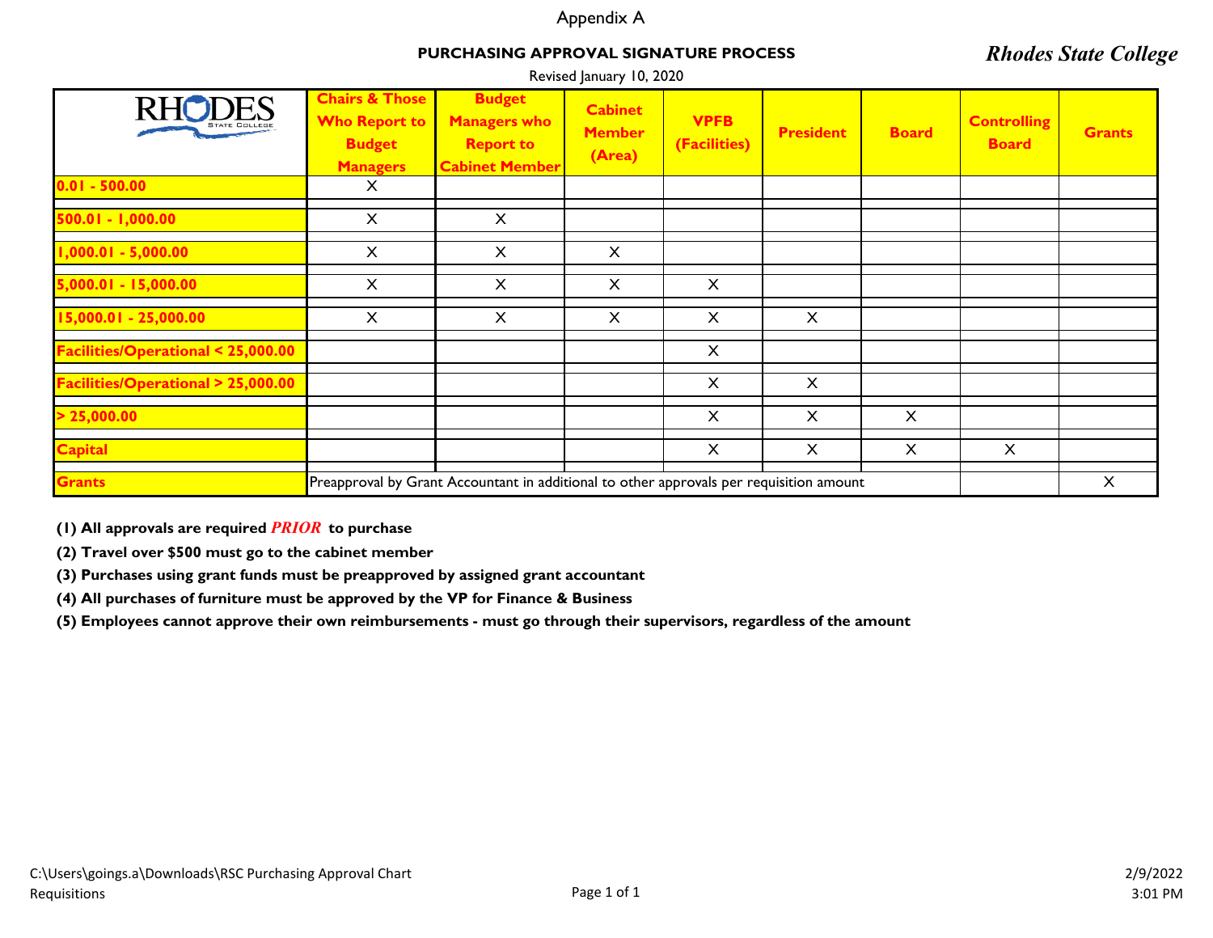Appendix A

**PURCHASING APPROVAL SIGNATURE PROCESS**

*Rhodes State College*

Revised January 10, 2020

| RHODES STATE COLLEGE | Chairs & Those Who Report to Budget Managers | Budget Managers who Report to Cabinet Member | Cabinet Member (Area) | VPFB (Facilities) | President | Board | Controlling Board | Grants |
|---|---|---|---|---|---|---|---|---|
| 0.01 - 500.00 | X | | | | | | | |
| 500.01 - 1,000.00 | X | X | | | | | | |
| 1,000.01 - 5,000.00 | X | X | X | | | | | |
| 5,000.01 - 15,000.00 | X | X | X | X | | | | |
| 15,000.01 - 25,000.00 | X | X | X | X | X | | | |
| Facilities/Operational < 25,000.00 | | | | X | | | | |
| Facilities/Operational > 25,000.00 | | | | X | X | | | |
| > 25,000.00 | | | | X | X | X | | |
| Capital | | | | X | X | X | X | |
| Grants | Preapproval by Grant Accountant in additional to other approvals per requisition amount | | | | | | | X |

**(1) All approvals are required *PRIOR* to purchase**

**(2) Travel over $500 must go to the cabinet member**

**(3) Purchases using grant funds must be preapproved by assigned grant accountant**

**(4) All purchases of furniture must be approved by the VP for Finance & Business**

**(5) Employees cannot approve their own reimbursements - must go through their supervisors, regardless of the amount**

C:\Users\goings.a\Downloads\RSC Purchasing Approval Chart
Requisitions

2/9/2022
3:01 PM